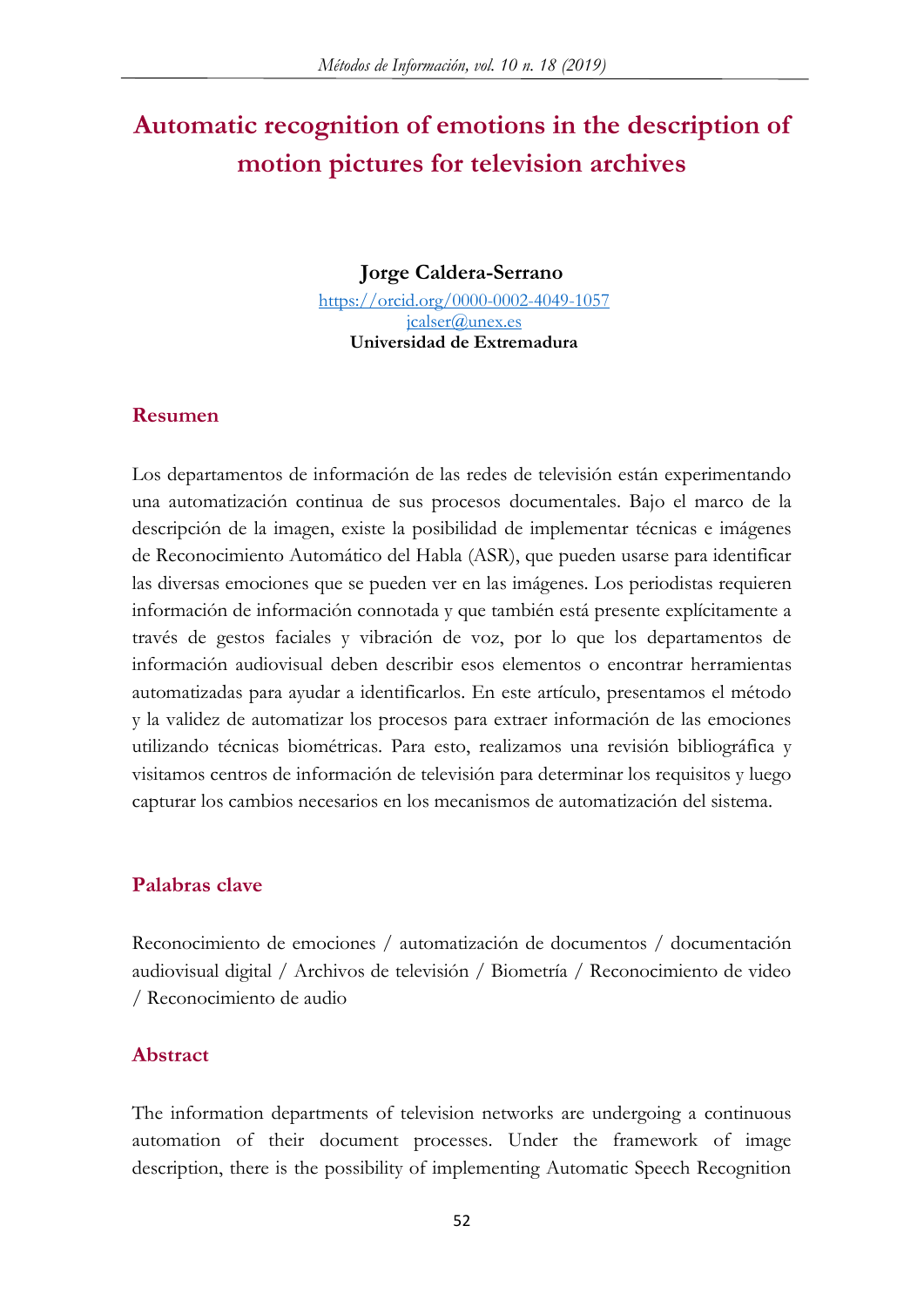# Automatic recognition of emotions in the description of motion pictures for television archives

**Jorge Caldera-Serrano**

https://orcid.org/0000-0002-4049-1057

jcalser@unex.es

**Universidad de Extremadura**

## Resumen

Los departamentos de información de las redes de televisión están experimentando una automatización continua de sus procesos documentales. Bajo el marco de la descripción de la imagen, existe la posibilidad de implementar técnicas e imágenes de Reconocimiento Automático del Habla (ASR), que pueden usarse para identificar las diversas emociones que se pueden ver en las imágenes. Los periodistas requieren información de información connotada y que también está presente explícitamente a través de gestos faciales y vibración de voz, por lo que los departamentos de información audiovisual deben describir esos elementos o encontrar herramientas automatizadas para ayudar a identificarlos. En este artículo, presentamos el método y la validez de automatizar los procesos para extraer información de las emociones utilizando técnicas biométricas. Para esto, realizamos una revisión bibliográfica y visitamos centros de información de televisión para determinar los requisitos y luego capturar los cambios necesarios en los mecanismos de automatización del sistema.

## Palabras clave

Reconocimiento de emociones / automatización de documentos / documentación audiovisual digital / Archivos de televisión / Biometría / Reconocimiento de video / Reconocimiento de audio

## Abstract

The information departments of television networks are undergoing a continuous automation of their document processes. Under the framework of image description, there is the possibility of implementing Automatic Speech Recognition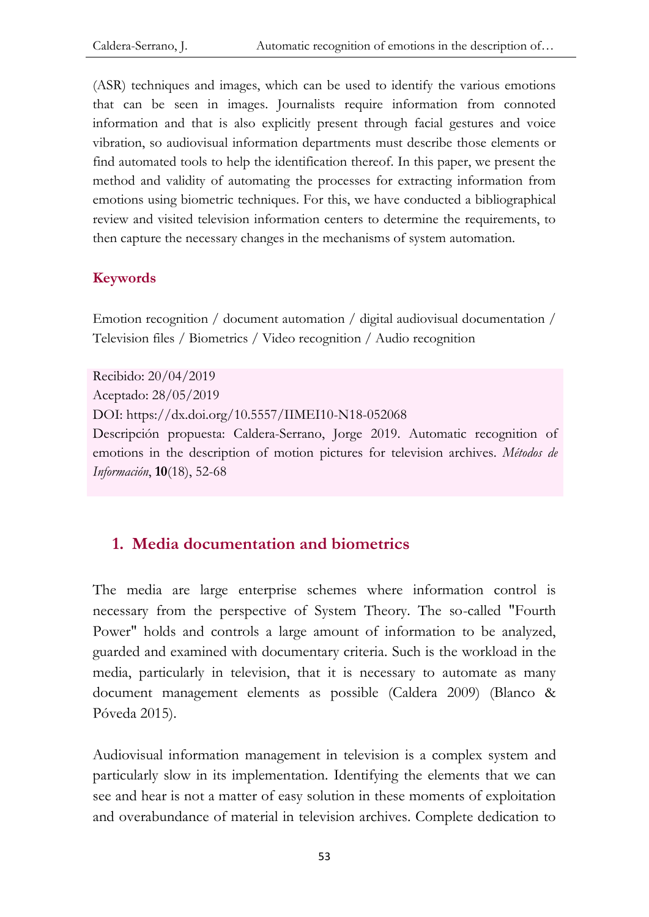(ASR) techniques and images, which can be used to identify the various emotions that can be seen in images. Journalists require information from connoted information and that is also explicitly present through facial gestures and voice vibration, so audiovisual information departments must describe those elements or find automated tools to help the identification thereof. In this paper, we present the method and validity of automating the processes for extracting information from emotions using biometric techniques. For this, we have conducted a bibliographical review and visited television information centers to determine the requirements, to then capture the necessary changes in the mechanisms of system automation.

### Keywords

Emotion recognition / document automation / digital audiovisual documentation / Television files / Biometrics / Video recognition / Audio recognition

Recibido: 20/04/2019
Aceptado: 28/05/2019
DOI: https://dx.doi.org/10.5557/IIMEI10-N18-052068
Descripción propuesta: Caldera-Serrano, Jorge 2019. Automatic recognition of emotions in the description of motion pictures for television archives. *Métodos de Información*, **10**(18), 52-68

## 1. Media documentation and biometrics

The media are large enterprise schemes where information control is necessary from the perspective of System Theory. The so-called "Fourth Power" holds and controls a large amount of information to be analyzed, guarded and examined with documentary criteria. Such is the workload in the media, particularly in television, that it is necessary to automate as many document management elements as possible (Caldera 2009) (Blanco & Póveda 2015).

Audiovisual information management in television is a complex system and particularly slow in its implementation. Identifying the elements that we can see and hear is not a matter of easy solution in these moments of exploitation and overabundance of material in television archives. Complete dedication to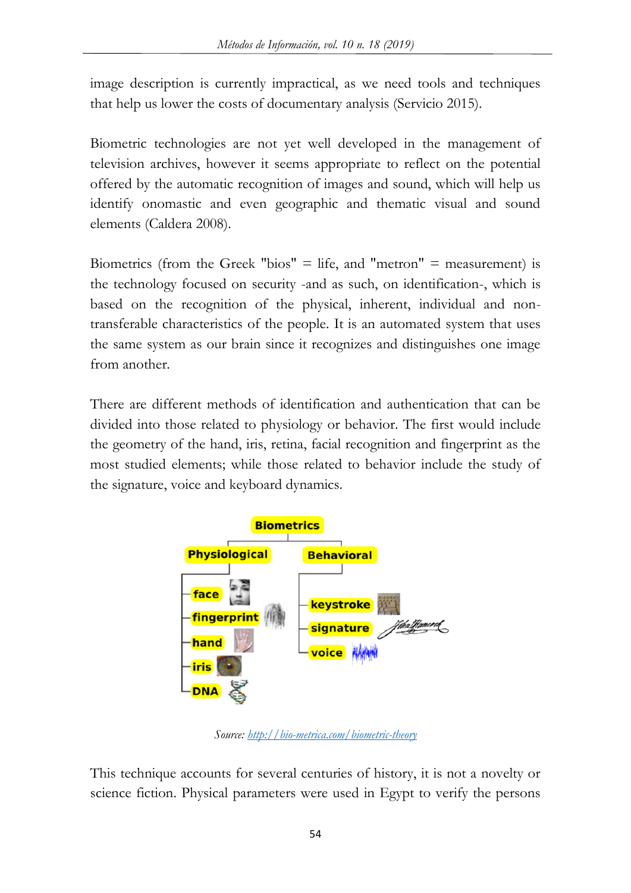image description is currently impractical, as we need tools and techniques that help us lower the costs of documentary analysis (Servicio 2015).

Biometric technologies are not yet well developed in the management of television archives, however it seems appropriate to reflect on the potential offered by the automatic recognition of images and sound, which will help us identify onomastic and even geographic and thematic visual and sound elements (Caldera 2008).

Biometrics (from the Greek "bios" = life, and "metron" = measurement) is the technology focused on security -and as such, on identification-, which is based on the recognition of the physical, inherent, individual and non-transferable characteristics of the people. It is an automated system that uses the same system as our brain since it recognizes and distinguishes one image from another.

There are different methods of identification and authentication that can be divided into those related to physiology or behavior. The first would include the geometry of the hand, iris, retina, facial recognition and fingerprint as the most studied elements; while those related to behavior include the study of the signature, voice and keyboard dynamics.

*Source: [http://bio-metrica.com/biometric-theory](http://bio-metrica.com/biometric-theory)*

This technique accounts for several centuries of history, it is not a novelty or science fiction. Physical parameters were used in Egypt to verify the persons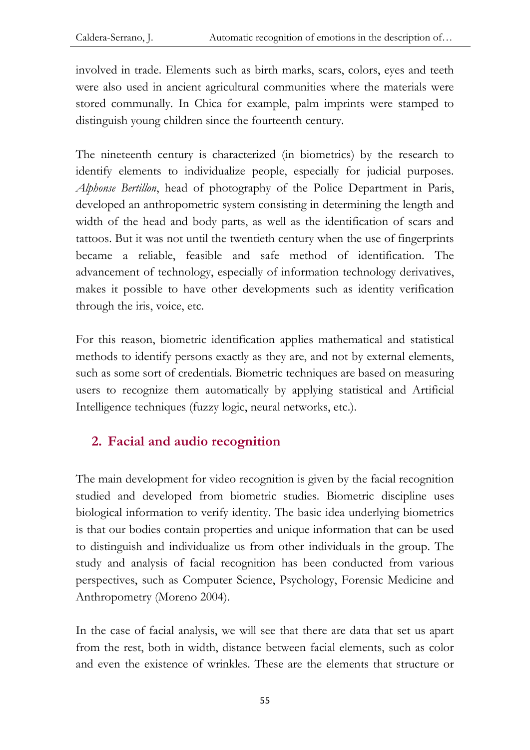involved in trade. Elements such as birth marks, scars, colors, eyes and teeth were also used in ancient agricultural communities where the materials were stored communally. In Chica for example, palm imprints were stamped to distinguish young children since the fourteenth century.

The nineteenth century is characterized (in biometrics) by the research to identify elements to individualize people, especially for judicial purposes. *Alphonse Bertillon*, head of photography of the Police Department in Paris, developed an anthropometric system consisting in determining the length and width of the head and body parts, as well as the identification of scars and tattoos. But it was not until the twentieth century when the use of fingerprints became a reliable, feasible and safe method of identification. The advancement of technology, especially of information technology derivatives, makes it possible to have other developments such as identity verification through the iris, voice, etc.

For this reason, biometric identification applies mathematical and statistical methods to identify persons exactly as they are, and not by external elements, such as some sort of credentials. Biometric techniques are based on measuring users to recognize them automatically by applying statistical and Artificial Intelligence techniques (fuzzy logic, neural networks, etc.).

## 2. Facial and audio recognition

The main development for video recognition is given by the facial recognition studied and developed from biometric studies. Biometric discipline uses biological information to verify identity. The basic idea underlying biometrics is that our bodies contain properties and unique information that can be used to distinguish and individualize us from other individuals in the group. The study and analysis of facial recognition has been conducted from various perspectives, such as Computer Science, Psychology, Forensic Medicine and Anthropometry (Moreno 2004).

In the case of facial analysis, we will see that there are data that set us apart from the rest, both in width, distance between facial elements, such as color and even the existence of wrinkles. These are the elements that structure or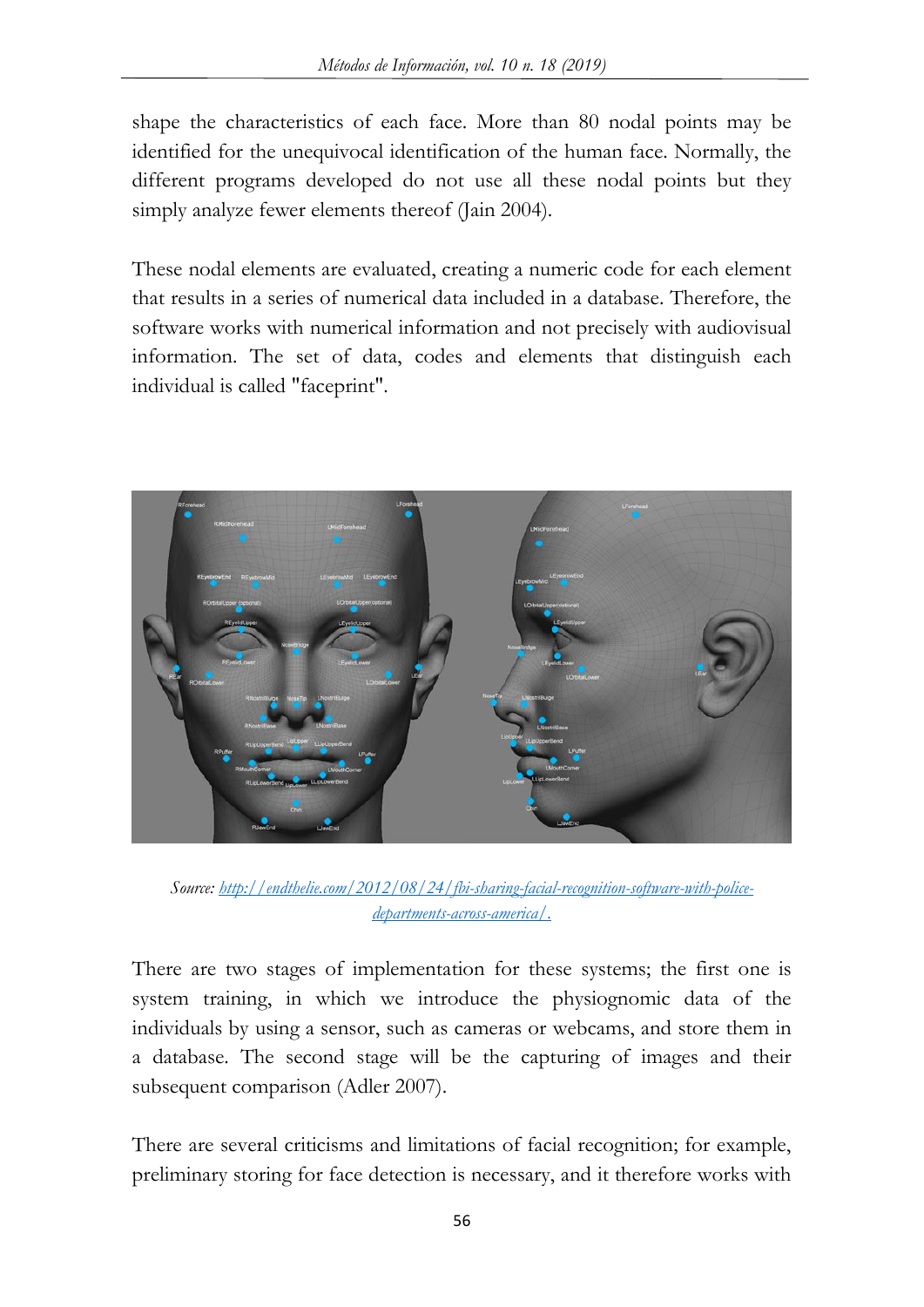shape the characteristics of each face. More than 80 nodal points may be identified for the unequivocal identification of the human face. Normally, the different programs developed do not use all these nodal points but they simply analyze fewer elements thereof (Jain 2004).

These nodal elements are evaluated, creating a numeric code for each element that results in a series of numerical data included in a database. Therefore, the software works with numerical information and not precisely with audiovisual information. The set of data, codes and elements that distinguish each individual is called "faceprint".

*Source: [http://endthelie.com/2012/08/24/fbi-sharing-facial-recognition-software-with-police-departments-across-america/](http://endthelie.com/2012/08/24/fbi-sharing-facial-recognition-software-with-police-departments-across-america/).*

There are two stages of implementation for these systems; the first one is system training, in which we introduce the physiognomic data of the individuals by using a sensor, such as cameras or webcams, and store them in a database. The second stage will be the capturing of images and their subsequent comparison (Adler 2007).

There are several criticisms and limitations of facial recognition; for example, preliminary storing for face detection is necessary, and it therefore works with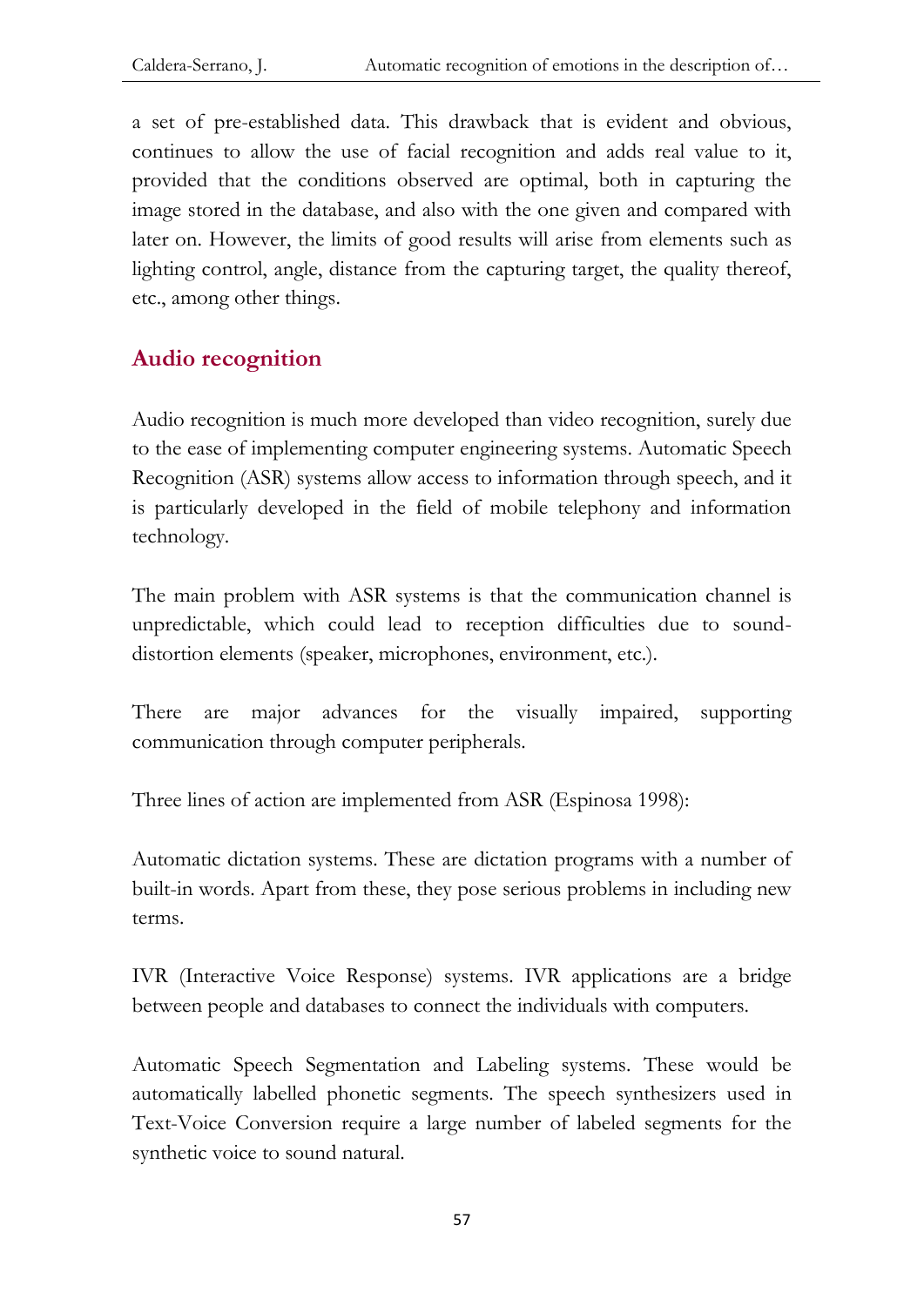a set of pre-established data. This drawback that is evident and obvious, continues to allow the use of facial recognition and adds real value to it, provided that the conditions observed are optimal, both in capturing the image stored in the database, and also with the one given and compared with later on. However, the limits of good results will arise from elements such as lighting control, angle, distance from the capturing target, the quality thereof, etc., among other things.

## Audio recognition

Audio recognition is much more developed than video recognition, surely due to the ease of implementing computer engineering systems. Automatic Speech Recognition (ASR) systems allow access to information through speech, and it is particularly developed in the field of mobile telephony and information technology.

The main problem with ASR systems is that the communication channel is unpredictable, which could lead to reception difficulties due to sound-distortion elements (speaker, microphones, environment, etc.).

There are major advances for the visually impaired, supporting communication through computer peripherals.

Three lines of action are implemented from ASR (Espinosa 1998):

Automatic dictation systems. These are dictation programs with a number of built-in words. Apart from these, they pose serious problems in including new terms.

IVR (Interactive Voice Response) systems. IVR applications are a bridge between people and databases to connect the individuals with computers.

Automatic Speech Segmentation and Labeling systems. These would be automatically labelled phonetic segments. The speech synthesizers used in Text-Voice Conversion require a large number of labeled segments for the synthetic voice to sound natural.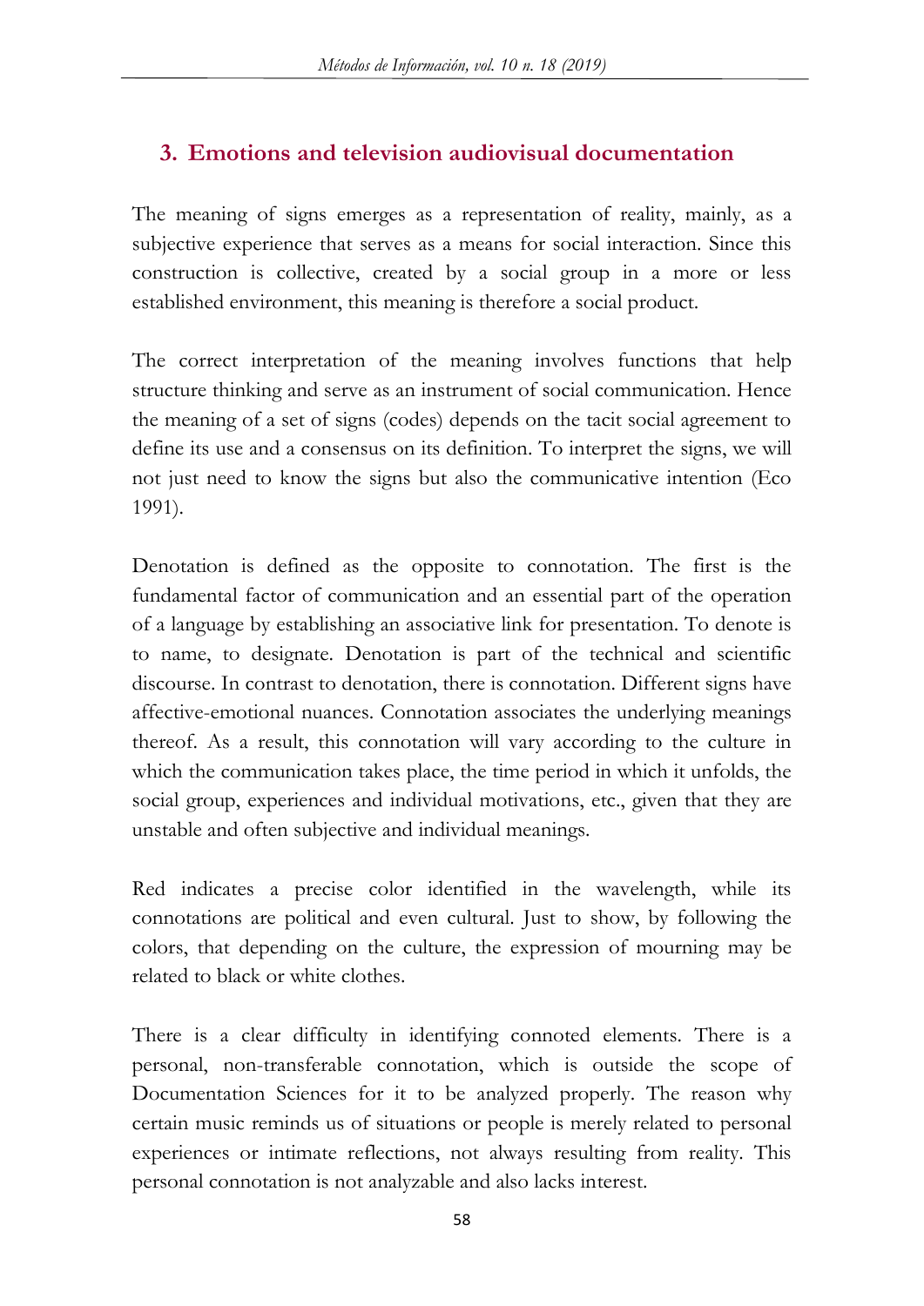## 3. Emotions and television audiovisual documentation

The meaning of signs emerges as a representation of reality, mainly, as a subjective experience that serves as a means for social interaction. Since this construction is collective, created by a social group in a more or less established environment, this meaning is therefore a social product.

The correct interpretation of the meaning involves functions that help structure thinking and serve as an instrument of social communication. Hence the meaning of a set of signs (codes) depends on the tacit social agreement to define its use and a consensus on its definition. To interpret the signs, we will not just need to know the signs but also the communicative intention (Eco 1991).

Denotation is defined as the opposite to connotation. The first is the fundamental factor of communication and an essential part of the operation of a language by establishing an associative link for presentation. To denote is to name, to designate. Denotation is part of the technical and scientific discourse. In contrast to denotation, there is connotation. Different signs have affective-emotional nuances. Connotation associates the underlying meanings thereof. As a result, this connotation will vary according to the culture in which the communication takes place, the time period in which it unfolds, the social group, experiences and individual motivations, etc., given that they are unstable and often subjective and individual meanings.

Red indicates a precise color identified in the wavelength, while its connotations are political and even cultural. Just to show, by following the colors, that depending on the culture, the expression of mourning may be related to black or white clothes.

There is a clear difficulty in identifying connoted elements. There is a personal, non-transferable connotation, which is outside the scope of Documentation Sciences for it to be analyzed properly. The reason why certain music reminds us of situations or people is merely related to personal experiences or intimate reflections, not always resulting from reality. This personal connotation is not analyzable and also lacks interest.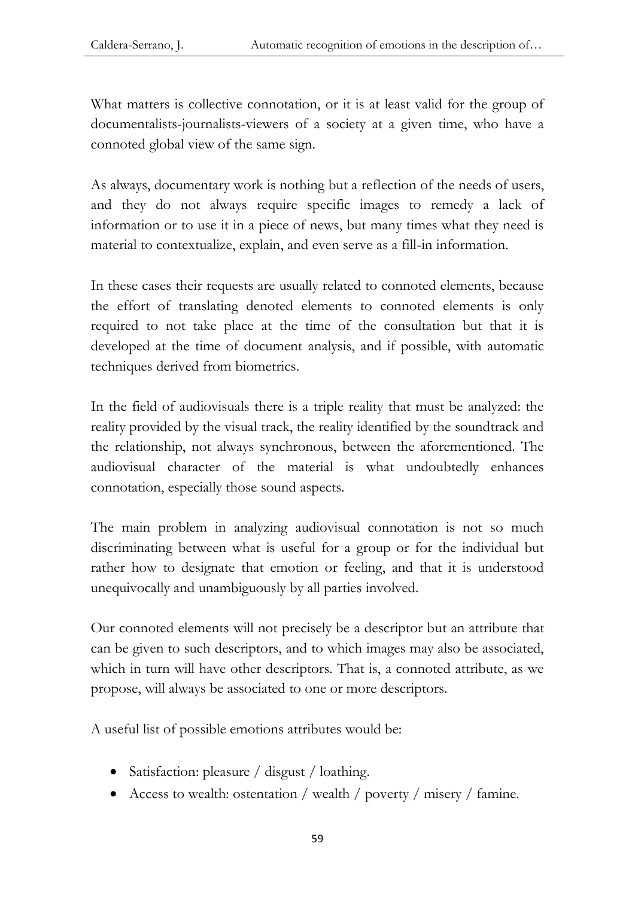What matters is collective connotation, or it is at least valid for the group of documentalists-journalists-viewers of a society at a given time, who have a connoted global view of the same sign.

As always, documentary work is nothing but a reflection of the needs of users, and they do not always require specific images to remedy a lack of information or to use it in a piece of news, but many times what they need is material to contextualize, explain, and even serve as a fill-in information.

In these cases their requests are usually related to connoted elements, because the effort of translating denoted elements to connoted elements is only required to not take place at the time of the consultation but that it is developed at the time of document analysis, and if possible, with automatic techniques derived from biometrics.

In the field of audiovisuals there is a triple reality that must be analyzed: the reality provided by the visual track, the reality identified by the soundtrack and the relationship, not always synchronous, between the aforementioned. The audiovisual character of the material is what undoubtedly enhances connotation, especially those sound aspects.

The main problem in analyzing audiovisual connotation is not so much discriminating between what is useful for a group or for the individual but rather how to designate that emotion or feeling, and that it is understood unequivocally and unambiguously by all parties involved.

Our connoted elements will not precisely be a descriptor but an attribute that can be given to such descriptors, and to which images may also be associated, which in turn will have other descriptors. That is, a connoted attribute, as we propose, will always be associated to one or more descriptors.

A useful list of possible emotions attributes would be:

- Satisfaction: pleasure / disgust / loathing.
- Access to wealth: ostentation / wealth / poverty / misery / famine.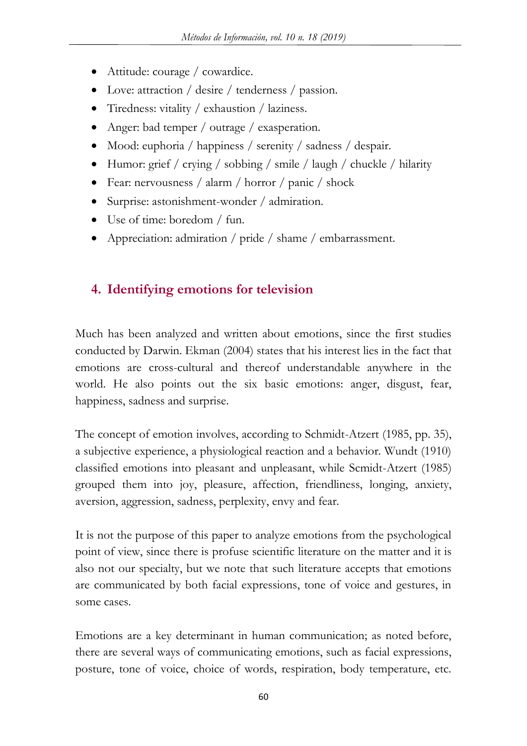- Attitude: courage / cowardice.
- Love: attraction / desire / tenderness / passion.
- Tiredness: vitality / exhaustion / laziness.
- Anger: bad temper / outrage / exasperation.
- Mood: euphoria / happiness / serenity / sadness / despair.
- Humor: grief / crying / sobbing / smile / laugh / chuckle / hilarity
- Fear: nervousness / alarm / horror / panic / shock
- Surprise: astonishment-wonder / admiration.
- Use of time: boredom / fun.
- Appreciation: admiration / pride / shame / embarrassment.

## 4. Identifying emotions for television

Much has been analyzed and written about emotions, since the first studies conducted by Darwin. Ekman (2004) states that his interest lies in the fact that emotions are cross-cultural and thereof understandable anywhere in the world. He also points out the six basic emotions: anger, disgust, fear, happiness, sadness and surprise.

The concept of emotion involves, according to Schmidt-Atzert (1985, pp. 35), a subjective experience, a physiological reaction and a behavior. Wundt (1910) classified emotions into pleasant and unpleasant, while Scmidt-Atzert (1985) grouped them into joy, pleasure, affection, friendliness, longing, anxiety, aversion, aggression, sadness, perplexity, envy and fear.

It is not the purpose of this paper to analyze emotions from the psychological point of view, since there is profuse scientific literature on the matter and it is also not our specialty, but we note that such literature accepts that emotions are communicated by both facial expressions, tone of voice and gestures, in some cases.

Emotions are a key determinant in human communication; as noted before, there are several ways of communicating emotions, such as facial expressions, posture, tone of voice, choice of words, respiration, body temperature, etc.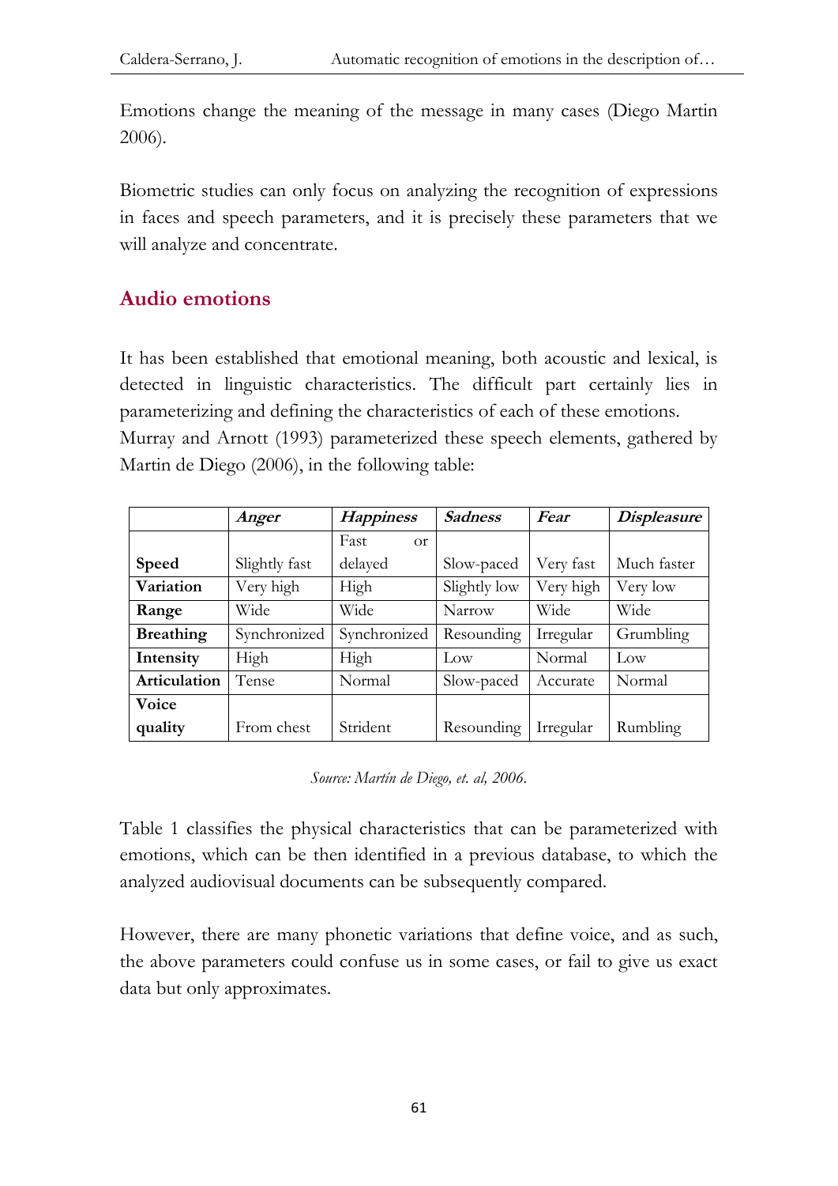Emotions change the meaning of the message in many cases (Diego Martin 2006).

Biometric studies can only focus on analyzing the recognition of expressions in faces and speech parameters, and it is precisely these parameters that we will analyze and concentrate.

## Audio emotions

It has been established that emotional meaning, both acoustic and lexical, is detected in linguistic characteristics. The difficult part certainly lies in parameterizing and defining the characteristics of each of these emotions.
Murray and Arnott (1993) parameterized these speech elements, gathered by Martin de Diego (2006), in the following table:

| | ***Anger*** | ***Happiness*** | ***Sadness*** | ***Fear*** | ***Displeasure*** |
|---|---|---|---|---|---|
| **Speed** | Slightly fast | Fast or delayed | Slow-paced | Very fast | Much faster |
| **Variation** | Very high | High | Slightly low | Very high | Very low |
| **Range** | Wide | Wide | Narrow | Wide | Wide |
| **Breathing** | Synchronized | Synchronized | Resounding | Irregular | Grumbling |
| **Intensity** | High | High | Low | Normal | Low |
| **Articulation** | Tense | Normal | Slow-paced | Accurate | Normal |
| **Voice quality** | From chest | Strident | Resounding | Irregular | Rumbling |

*Source: Martín de Diego, et. al, 2006.*

Table 1 classifies the physical characteristics that can be parameterized with emotions, which can be then identified in a previous database, to which the analyzed audiovisual documents can be subsequently compared.

However, there are many phonetic variations that define voice, and as such, the above parameters could confuse us in some cases, or fail to give us exact data but only approximates.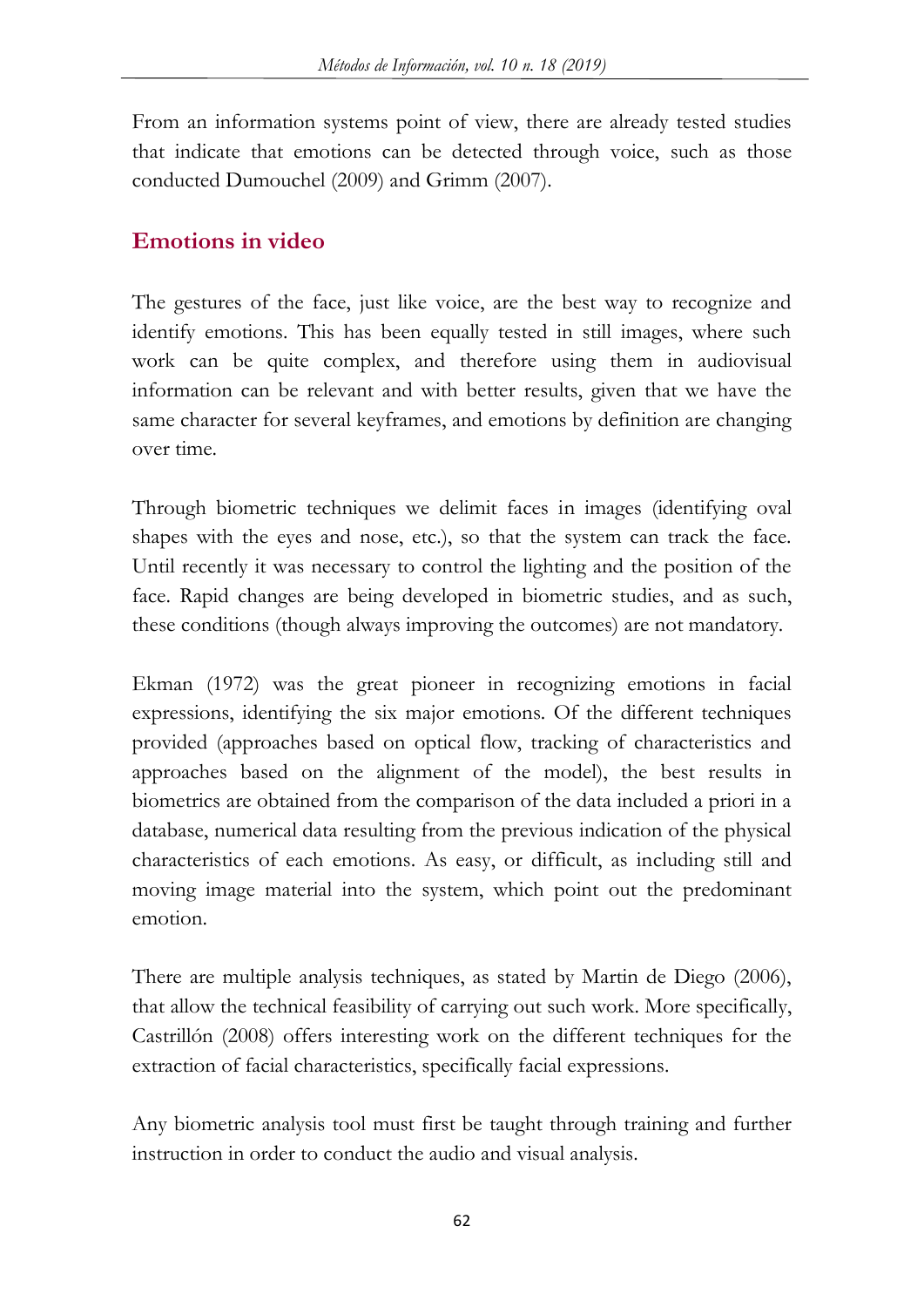From an information systems point of view, there are already tested studies that indicate that emotions can be detected through voice, such as those conducted Dumouchel (2009) and Grimm (2007).

## Emotions in video

The gestures of the face, just like voice, are the best way to recognize and identify emotions. This has been equally tested in still images, where such work can be quite complex, and therefore using them in audiovisual information can be relevant and with better results, given that we have the same character for several keyframes, and emotions by definition are changing over time.

Through biometric techniques we delimit faces in images (identifying oval shapes with the eyes and nose, etc.), so that the system can track the face. Until recently it was necessary to control the lighting and the position of the face. Rapid changes are being developed in biometric studies, and as such, these conditions (though always improving the outcomes) are not mandatory.

Ekman (1972) was the great pioneer in recognizing emotions in facial expressions, identifying the six major emotions. Of the different techniques provided (approaches based on optical flow, tracking of characteristics and approaches based on the alignment of the model), the best results in biometrics are obtained from the comparison of the data included a priori in a database, numerical data resulting from the previous indication of the physical characteristics of each emotions. As easy, or difficult, as including still and moving image material into the system, which point out the predominant emotion.

There are multiple analysis techniques, as stated by Martin de Diego (2006), that allow the technical feasibility of carrying out such work. More specifically, Castrillón (2008) offers interesting work on the different techniques for the extraction of facial characteristics, specifically facial expressions.

Any biometric analysis tool must first be taught through training and further instruction in order to conduct the audio and visual analysis.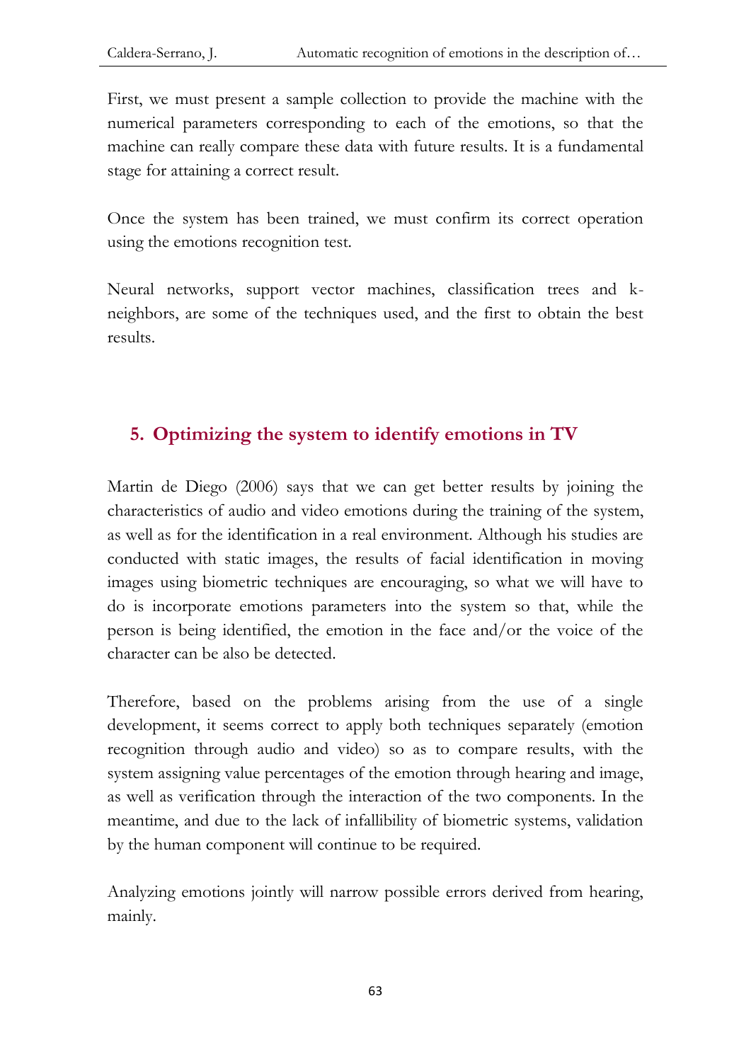First, we must present a sample collection to provide the machine with the numerical parameters corresponding to each of the emotions, so that the machine can really compare these data with future results. It is a fundamental stage for attaining a correct result.

Once the system has been trained, we must confirm its correct operation using the emotions recognition test.

Neural networks, support vector machines, classification trees and k-neighbors, are some of the techniques used, and the first to obtain the best results.

## 5. Optimizing the system to identify emotions in TV

Martin de Diego (2006) says that we can get better results by joining the characteristics of audio and video emotions during the training of the system, as well as for the identification in a real environment. Although his studies are conducted with static images, the results of facial identification in moving images using biometric techniques are encouraging, so what we will have to do is incorporate emotions parameters into the system so that, while the person is being identified, the emotion in the face and/or the voice of the character can be also be detected.

Therefore, based on the problems arising from the use of a single development, it seems correct to apply both techniques separately (emotion recognition through audio and video) so as to compare results, with the system assigning value percentages of the emotion through hearing and image, as well as verification through the interaction of the two components. In the meantime, and due to the lack of infallibility of biometric systems, validation by the human component will continue to be required.

Analyzing emotions jointly will narrow possible errors derived from hearing, mainly.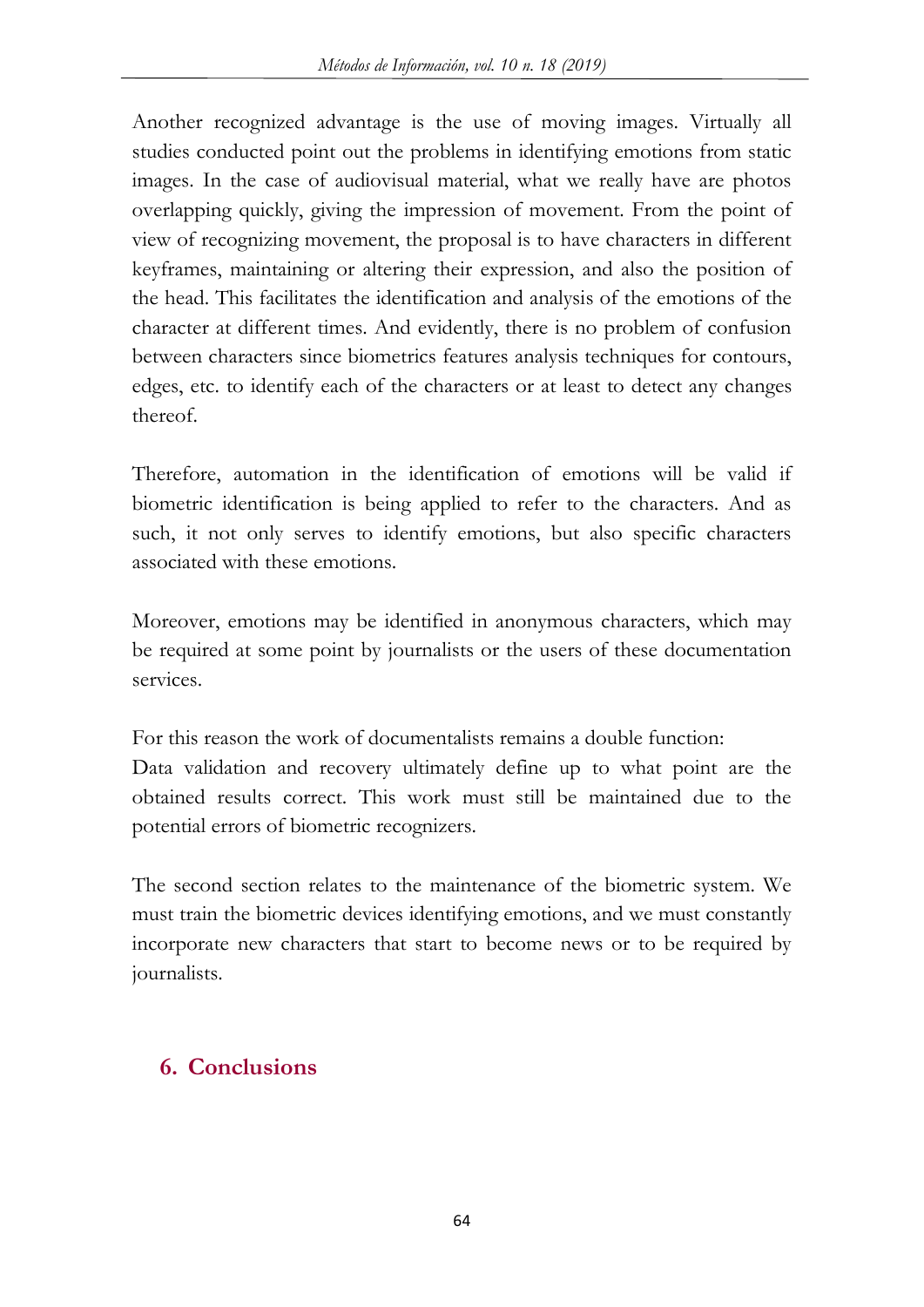Another recognized advantage is the use of moving images. Virtually all studies conducted point out the problems in identifying emotions from static images. In the case of audiovisual material, what we really have are photos overlapping quickly, giving the impression of movement. From the point of view of recognizing movement, the proposal is to have characters in different keyframes, maintaining or altering their expression, and also the position of the head. This facilitates the identification and analysis of the emotions of the character at different times. And evidently, there is no problem of confusion between characters since biometrics features analysis techniques for contours, edges, etc. to identify each of the characters or at least to detect any changes thereof.

Therefore, automation in the identification of emotions will be valid if biometric identification is being applied to refer to the characters. And as such, it not only serves to identify emotions, but also specific characters associated with these emotions.

Moreover, emotions may be identified in anonymous characters, which may be required at some point by journalists or the users of these documentation services.

For this reason the work of documentalists remains a double function:
Data validation and recovery ultimately define up to what point are the obtained results correct. This work must still be maintained due to the potential errors of biometric recognizers.

The second section relates to the maintenance of the biometric system. We must train the biometric devices identifying emotions, and we must constantly incorporate new characters that start to become news or to be required by journalists.

## 6. Conclusions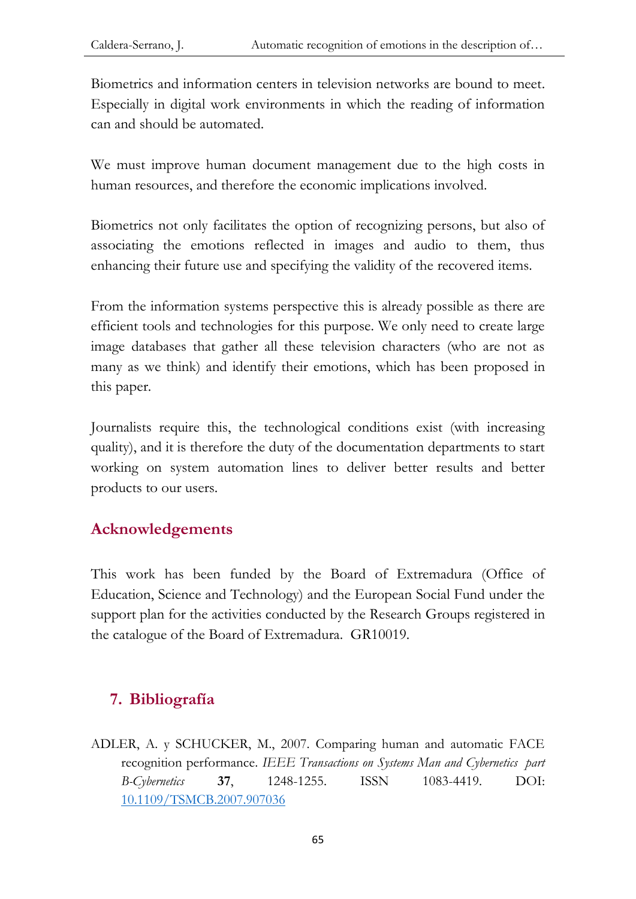Biometrics and information centers in television networks are bound to meet. Especially in digital work environments in which the reading of information can and should be automated.

We must improve human document management due to the high costs in human resources, and therefore the economic implications involved.

Biometrics not only facilitates the option of recognizing persons, but also of associating the emotions reflected in images and audio to them, thus enhancing their future use and specifying the validity of the recovered items.

From the information systems perspective this is already possible as there are efficient tools and technologies for this purpose. We only need to create large image databases that gather all these television characters (who are not as many as we think) and identify their emotions, which has been proposed in this paper.

Journalists require this, the technological conditions exist (with increasing quality), and it is therefore the duty of the documentation departments to start working on system automation lines to deliver better results and better products to our users.

## Acknowledgements

This work has been funded by the Board of Extremadura (Office of Education, Science and Technology) and the European Social Fund under the support plan for the activities conducted by the Research Groups registered in the catalogue of the Board of Extremadura. GR10019.

## 7. Bibliografía

ADLER, A. y SCHUCKER, M., 2007. Comparing human and automatic FACE recognition performance. *IEEE Transactions on Systems Man and Cybernetics part B-Cybernetics* **37**, 1248-1255. ISSN 1083-4419. DOI: [10.1109/TSMCB.2007.907036](https://doi.org/10.1109/TSMCB.2007.907036)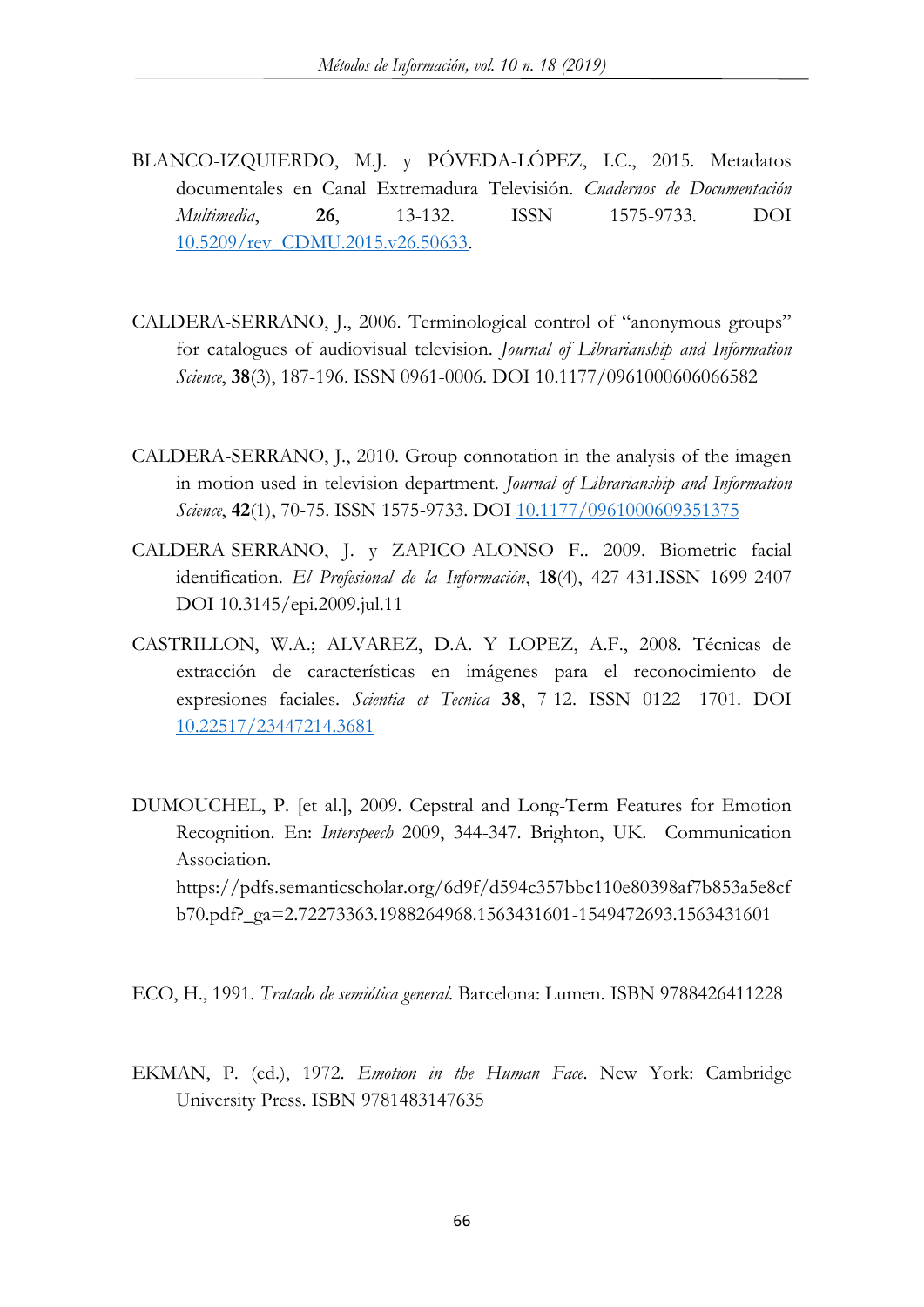BLANCO-IZQUIERDO, M.J. y PÓVEDA-LÓPEZ, I.C., 2015. Metadatos documentales en Canal Extremadura Televisión. *Cuadernos de Documentación Multimedia*, **26**, 13-132. ISSN 1575-9733. DOI [10.5209/rev_CDMU.2015.v26.50633](10.5209/rev_CDMU.2015.v26.50633).

CALDERA-SERRANO, J., 2006. Terminological control of "anonymous groups" for catalogues of audiovisual television. *Journal of Librarianship and Information Science*, **38**(3), 187-196. ISSN 0961-0006. DOI 10.1177/0961000606066582

CALDERA-SERRANO, J., 2010. Group connotation in the analysis of the imagen in motion used in television department. *Journal of Librarianship and Information Science*, **42**(1), 70-75. ISSN 1575-9733. DOI [10.1177/0961000609351375](10.1177/0961000609351375)

CALDERA-SERRANO, J. y ZAPICO-ALONSO F.. 2009. Biometric facial identification. *El Profesional de la Información*, **18**(4), 427-431.ISSN 1699-2407 DOI 10.3145/epi.2009.jul.11

CASTRILLON, W.A.; ALVAREZ, D.A. Y LOPEZ, A.F., 2008. Técnicas de extracción de características en imágenes para el reconocimiento de expresiones faciales. *Scientia et Tecnica* **38**, 7-12. ISSN 0122- 1701. DOI [10.22517/23447214.3681](10.22517/23447214.3681)

DUMOUCHEL, P. [et al.], 2009. Cepstral and Long-Term Features for Emotion Recognition. En: *Interspeech* 2009, 344-347. Brighton, UK. Communication Association. https://pdfs.semanticscholar.org/6d9f/d594c357bbc110e80398af7b853a5e8cfb70.pdf?_ga=2.72273363.1988264968.1563431601-1549472693.1563431601

ECO, H., 1991. *Tratado de semiótica general*. Barcelona: Lumen. ISBN 9788426411228

EKMAN, P. (ed.), 1972. *Emotion in the Human Face*. New York: Cambridge University Press. ISBN 9781483147635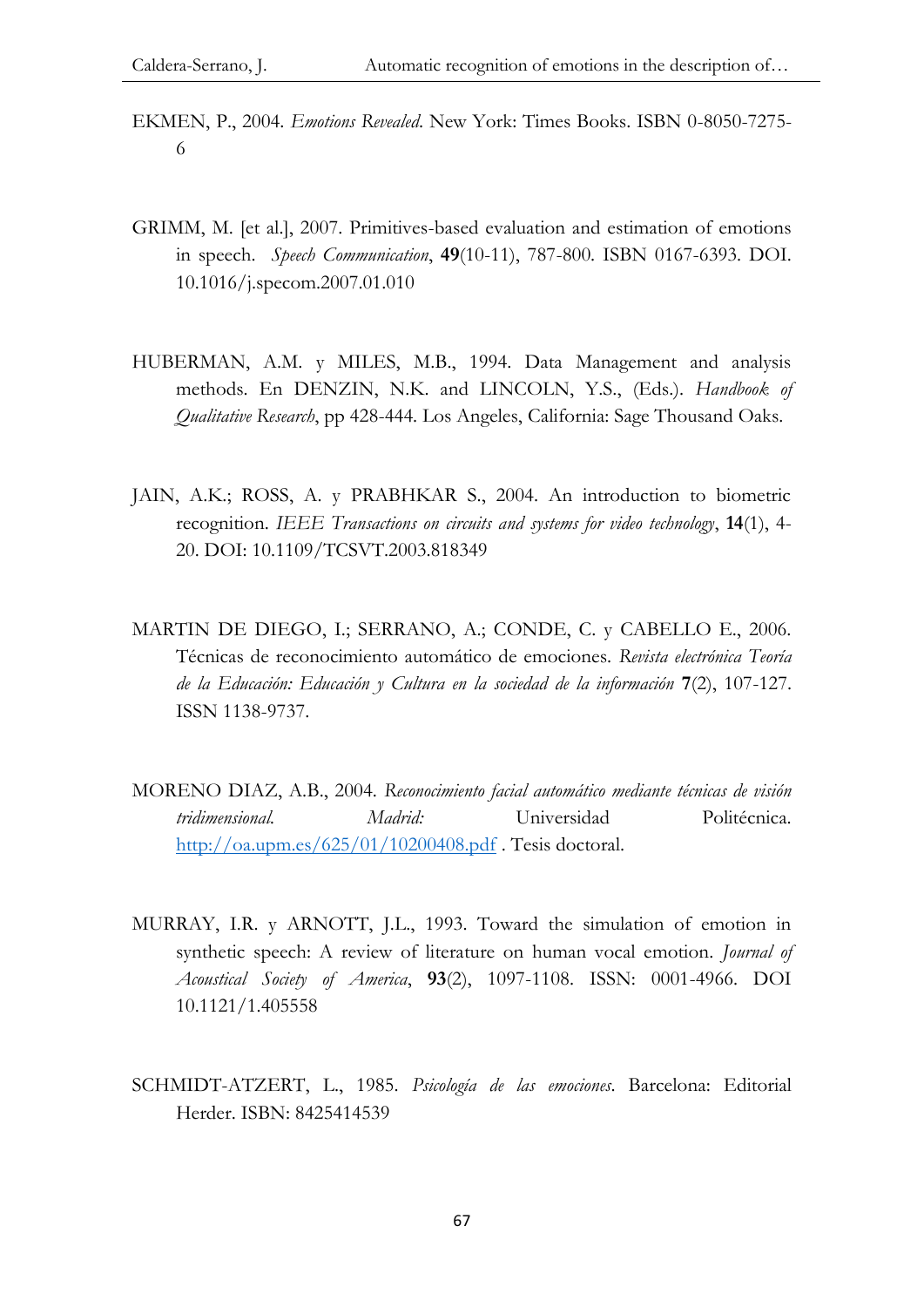EKMEN, P., 2004. *Emotions Revealed.* New York: Times Books. ISBN 0-8050-7275-6

GRIMM, M. [et al.], 2007. Primitives-based evaluation and estimation of emotions in speech. *Speech Communication*, **49**(10-11), 787-800. ISBN 0167-6393. DOI. 10.1016/j.specom.2007.01.010

HUBERMAN, A.M. y MILES, M.B., 1994. Data Management and analysis methods. En DENZIN, N.K. and LINCOLN, Y.S., (Eds.). *Handbook of Qualitative Research*, pp 428-444. Los Angeles, California: Sage Thousand Oaks.

JAIN, A.K.; ROSS, A. y PRABHKAR S., 2004. An introduction to biometric recognition. *IEEE Transactions on circuits and systems for video technology*, **14**(1), 4-20. DOI: 10.1109/TCSVT.2003.818349

MARTIN DE DIEGO, I.; SERRANO, A.; CONDE, C. y CABELLO E., 2006. Técnicas de reconocimiento automático de emociones. *Revista electrónica Teoría de la Educación: Educación y Cultura en la sociedad de la información* **7**(2), 107-127. ISSN 1138-9737.

MORENO DIAZ, A.B., 2004. *Reconocimiento facial automático mediante técnicas de visión tridimensional. Madrid:* Universidad Politécnica. http://oa.upm.es/625/01/10200408.pdf . Tesis doctoral.

MURRAY, I.R. y ARNOTT, J.L., 1993. Toward the simulation of emotion in synthetic speech: A review of literature on human vocal emotion. *Journal of Acoustical Society of America*, **93**(2), 1097-1108. ISSN: 0001-4966. DOI 10.1121/1.405558

SCHMIDT-ATZERT, L., 1985. *Psicología de las emociones*. Barcelona: Editorial Herder. ISBN: 8425414539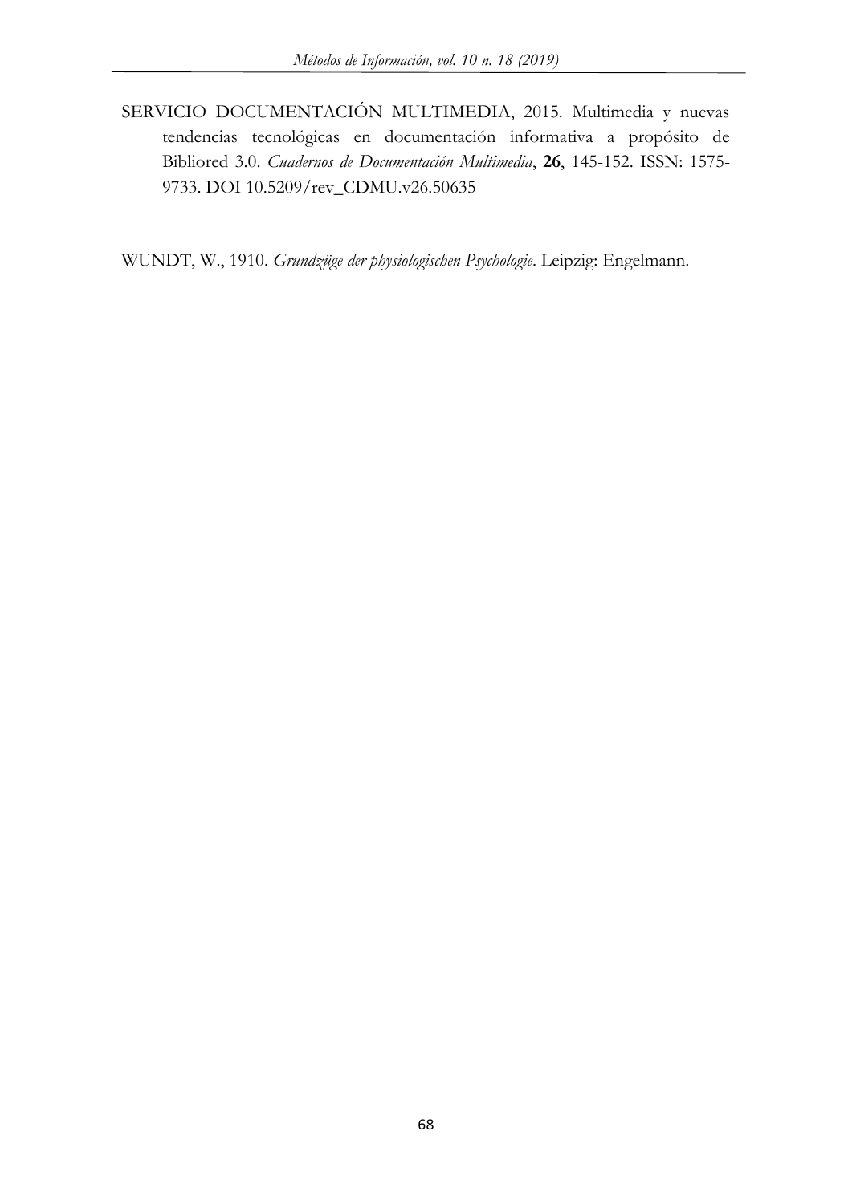SERVICIO DOCUMENTACIÓN MULTIMEDIA, 2015. Multimedia y nuevas tendencias tecnológicas en documentación informativa a propósito de Bibliored 3.0. *Cuadernos de Documentación Multimedia*, **26**, 145-152. ISSN: 1575-9733. DOI 10.5209/rev_CDMU.v26.50635

WUNDT, W., 1910. *Grundzüge der physiologischen Psychologie*. Leipzig: Engelmann.